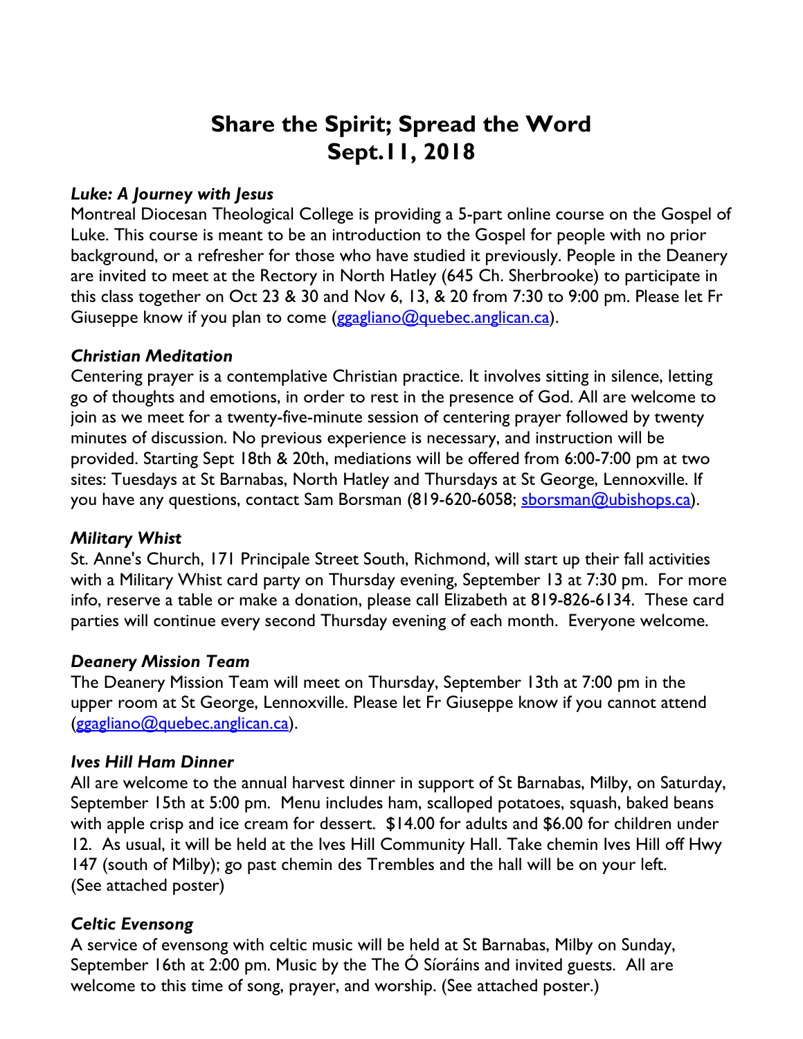# Share the Spirit; Spread the Word
# Sept.11, 2018

### *Luke: A Journey with Jesus*

Montreal Diocesan Theological College is providing a 5-part online course on the Gospel of Luke. This course is meant to be an introduction to the Gospel for people with no prior background, or a refresher for those who have studied it previously. People in the Deanery are invited to meet at the Rectory in North Hatley (645 Ch. Sherbrooke) to participate in this class together on Oct 23 & 30 and Nov 6, 13, & 20 from 7:30 to 9:00 pm. Please let Fr Giuseppe know if you plan to come (ggagliano@quebec.anglican.ca).

### *Christian Meditation*

Centering prayer is a contemplative Christian practice. It involves sitting in silence, letting go of thoughts and emotions, in order to rest in the presence of God. All are welcome to join as we meet for a twenty-five-minute session of centering prayer followed by twenty minutes of discussion. No previous experience is necessary, and instruction will be provided. Starting Sept 18th & 20th, mediations will be offered from 6:00-7:00 pm at two sites: Tuesdays at St Barnabas, North Hatley and Thursdays at St George, Lennoxville. If you have any questions, contact Sam Borsman (819-620-6058; sborsman@ubishops.ca).

### *Military Whist*

St. Anne's Church, 171 Principale Street South, Richmond, will start up their fall activities with a Military Whist card party on Thursday evening, September 13 at 7:30 pm. For more info, reserve a table or make a donation, please call Elizabeth at 819-826-6134. These card parties will continue every second Thursday evening of each month. Everyone welcome.

### *Deanery Mission Team*

The Deanery Mission Team will meet on Thursday, September 13th at 7:00 pm in the upper room at St George, Lennoxville. Please let Fr Giuseppe know if you cannot attend (ggagliano@quebec.anglican.ca).

### *Ives Hill Ham Dinner*

All are welcome to the annual harvest dinner in support of St Barnabas, Milby, on Saturday, September 15th at 5:00 pm. Menu includes ham, scalloped potatoes, squash, baked beans with apple crisp and ice cream for dessert. $14.00 for adults and $6.00 for children under 12. As usual, it will be held at the Ives Hill Community Hall. Take chemin Ives Hill off Hwy 147 (south of Milby); go past chemin des Trembles and the hall will be on your left. (See attached poster)

### *Celtic Evensong*

A service of evensong with celtic music will be held at St Barnabas, Milby on Sunday, September 16th at 2:00 pm. Music by the The Ó Síoráins and invited guests. All are welcome to this time of song, prayer, and worship. (See attached poster.)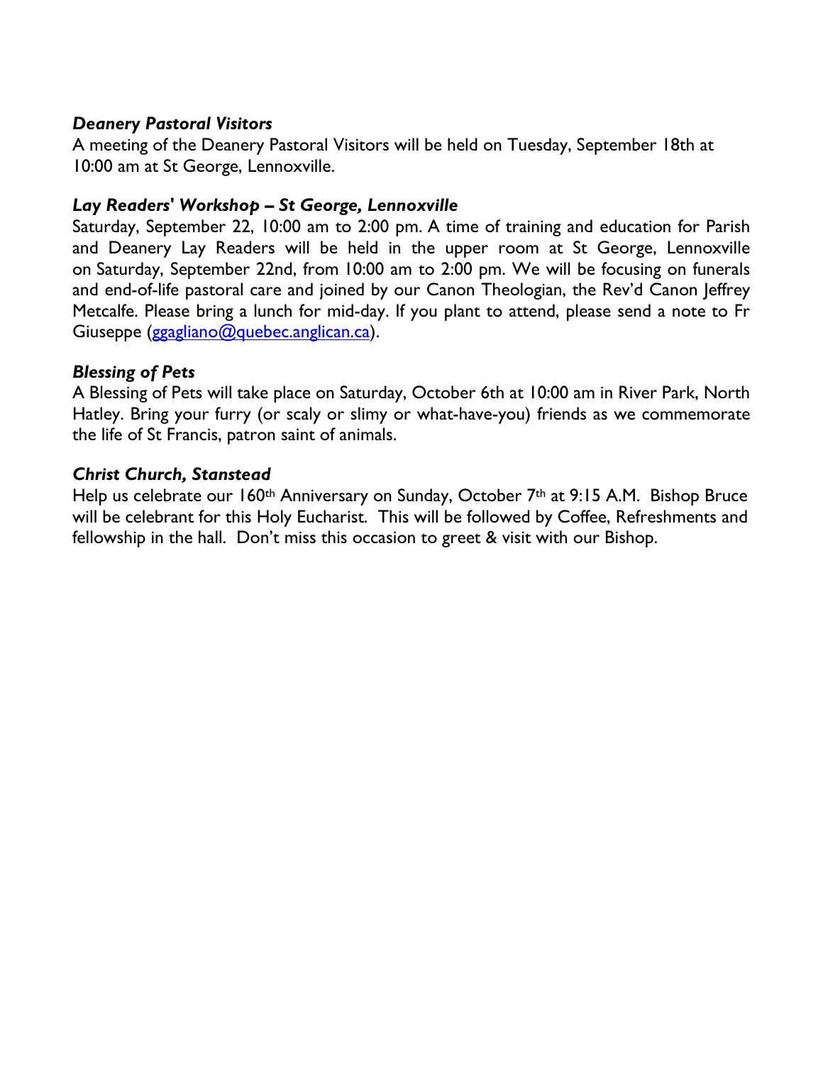***Deanery Pastoral Visitors***

A meeting of the Deanery Pastoral Visitors will be held on Tuesday, September 18th at 10:00 am at St George, Lennoxville.

***Lay Readers' Workshop – St George, Lennoxville***

Saturday, September 22, 10:00 am to 2:00 pm. A time of training and education for Parish and Deanery Lay Readers will be held in the upper room at St George, Lennoxville on Saturday, September 22nd, from 10:00 am to 2:00 pm. We will be focusing on funerals and end-of-life pastoral care and joined by our Canon Theologian, the Rev'd Canon Jeffrey Metcalfe. Please bring a lunch for mid-day. If you plant to attend, please send a note to Fr Giuseppe (ggagliano@quebec.anglican.ca).

***Blessing of Pets***

A Blessing of Pets will take place on Saturday, October 6th at 10:00 am in River Park, North Hatley. Bring your furry (or scaly or slimy or what-have-you) friends as we commemorate the life of St Francis, patron saint of animals.

***Christ Church, Stanstead***

Help us celebrate our 160th Anniversary on Sunday, October 7th at 9:15 A.M. Bishop Bruce will be celebrant for this Holy Eucharist. This will be followed by Coffee, Refreshments and fellowship in the hall. Don't miss this occasion to greet & visit with our Bishop.